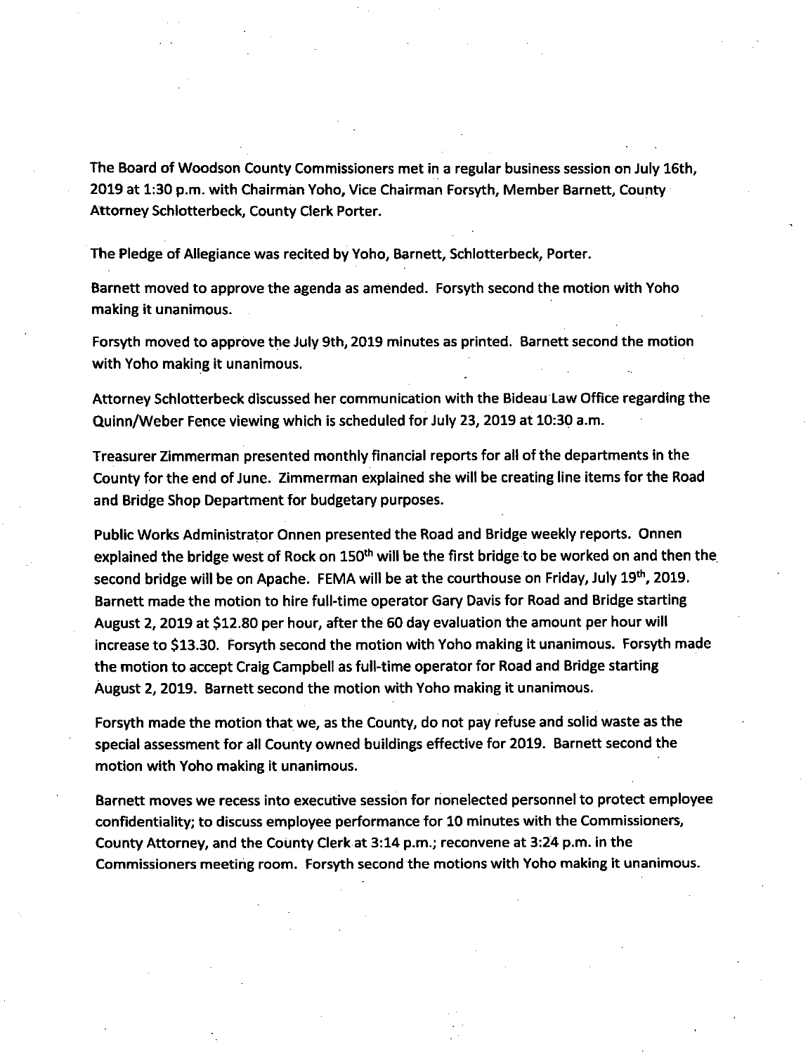The Board of Woodson County Commissioners met in a regular business session on July 16th, 2019 at 1:30 p.m. with Chairman Yoho, Vice Chairman Forsyth, Member Barnett, County Attorney Schlotterbeck, County Clerk Porter.

The Pledge of Allegiance was recited by Yoho, Barnett, Schlotterbeck, Porter.

Barnett moved to approve the agenda as amended. Forsyth second the motion with Yoho making it unanimous.

Forsyth moved to approve the July 9th, 2019 minutes as printed. Barnett second the motion with Yoho making it unanimous.

Attorney Schlotterbeck discussed her communication with the Bideau Law Office regarding the Quinn/Weber Fence viewing which is scheduled for July 23, 2019 at 10:30 a.m.

Treasurer Zimmerman presented monthly financial reports for all of the departments in the County for the end of June. Zimmerman explained she will be creating line items for the Road and Bridge Shop Department for budgetary purposes.

Public Works Administrator Onnen presented the Road and Bridge weekly reports. Onnen explained the bridge west of Rock on 150th will be the first bridge to be worked on and then the second bridge will be on Apache. FEMA will be at the courthouse on Friday, July 19th, 2019. Barnett made the motion to hire full-time operator Gary Davis for Road and Bridge starting August 2, 2019 at $12.80 per hour, after the 60 day evaluation the amount per hour will increase to $13.30. Forsyth second the motion with Yoho making it unanimous. Forsyth made the motion to accept Craig Campbell as full-time operator for Road and Bridge starting August 2, 2019. Barnett second the motion with Yoho making it unanimous.

Forsyth made the motion that we, as the County, do not pay refuse and solid waste as the special assessment for all County owned buildings effective for 2019. Barnett second the motion with Yoho making it unanimous.

Barnett moves we recess into executive session for nonelected personnel to protect employee confidentiality; to discuss employee performance for 10 minutes with the Commissioners, County Attorney, and the County Clerk at 3:14 p.m.; reconvene at 3:24 p.m. in the Commissioners meeting room. Forsyth second the motions with Yoho making it unanimous.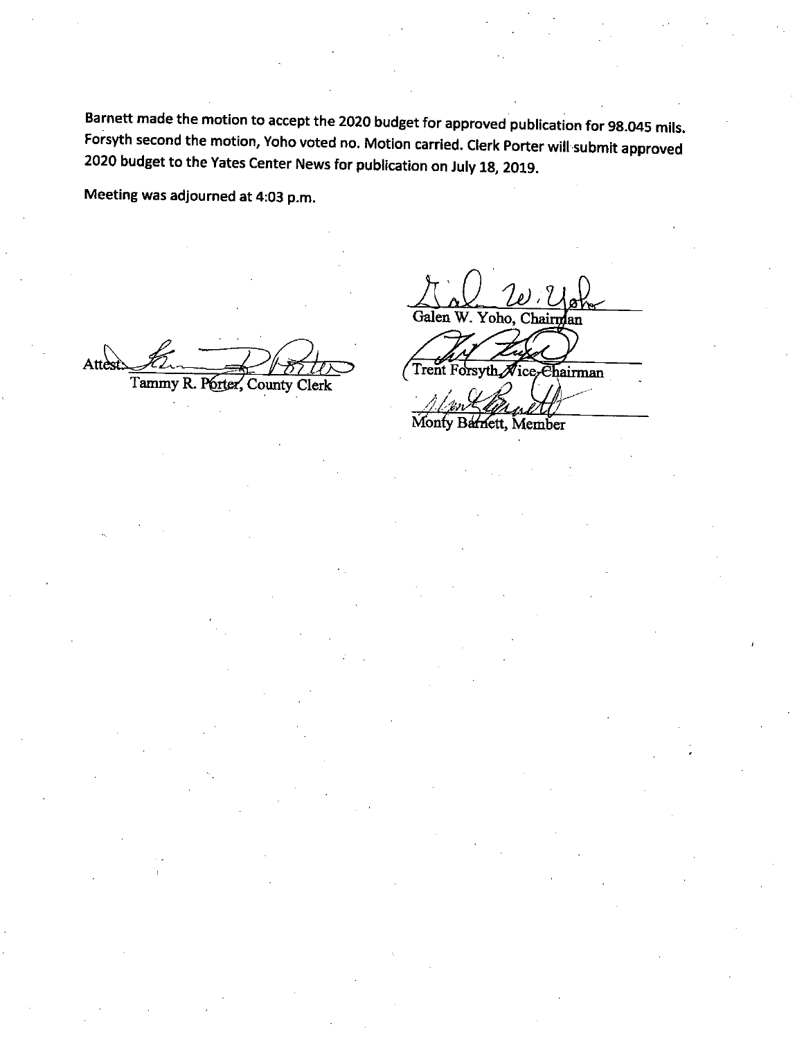Barnett made the motion to accept the 2020 budget for approved publication for 98.045 mils. Forsyth second the motion, Yoho voted no. Motion carried. Clerk Porter will submit approved 2020 budget to the Yates Center News for publication on July 18, 2019.

Meeting was adjourned at 4:03 p.m.

Galen W. Yoho, Chairman

Attest: Tammy R. Porter, County Clerk

Trent Forsyth, Vice-Chairman

Monty Barnett, Member